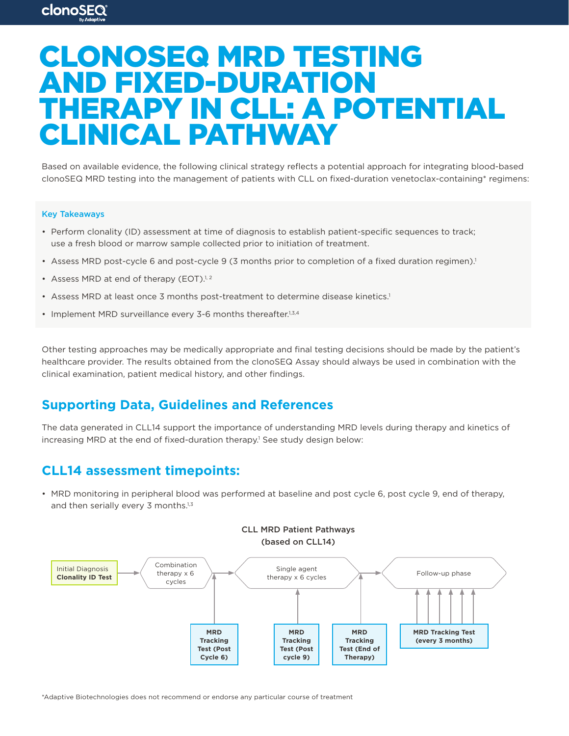# CLONOSEQ MRD TESTING AND FIXED-DURATION THERAPY IN CLL: A POTENTIAL CLINICAL PATHWAY

Based on available evidence, the following clinical strategy reflects a potential approach for integrating blood-based clonoSEQ MRD testing into the management of patients with CLL on fixed-duration venetoclax-containing* regimens:

**Key Takeaways**

- Perform clonality (ID) assessment at time of diagnosis to establish patient-specific sequences to track; use a fresh blood or marrow sample collected prior to initiation of treatment.
- Assess MRD post-cycle 6 and post-cycle 9 (3 months prior to completion of a fixed duration regimen).[1]
- Assess MRD at end of therapy (EOT).[1, 2]
- Assess MRD at least once 3 months post-treatment to determine disease kinetics.[1]
- Implement MRD surveillance every 3-6 months thereafter.[1,3,4]

Other testing approaches may be medically appropriate and final testing decisions should be made by the patient's healthcare provider. The results obtained from the clonoSEQ Assay should always be used in combination with the clinical examination, patient medical history, and other findings.

## Supporting Data, Guidelines and References

The data generated in CLL14 support the importance of understanding MRD levels during therapy and kinetics of increasing MRD at the end of fixed-duration therapy.[1] See study design below:

## CLL14 assessment timepoints:

- MRD monitoring in peripheral blood was performed at baseline and post cycle 6, post cycle 9, end of therapy, and then serially every 3 months.[1,3]

**CLL MRD Patient Pathways (based on CLL14)**

Initial Diagnosis **Clonality ID Test** → Combination therapy x 6 cycles → Single agent therapy x 6 cycles → Follow-up phase

- **MRD Tracking Test (Post Cycle 6)**
- **MRD Tracking Test (Post cycle 9)**
- **MRD Tracking Test (End of Therapy)**
- **MRD Tracking Test (every 3 months)**

*Adaptive Biotechnologies does not recommend or endorse any particular course of treatment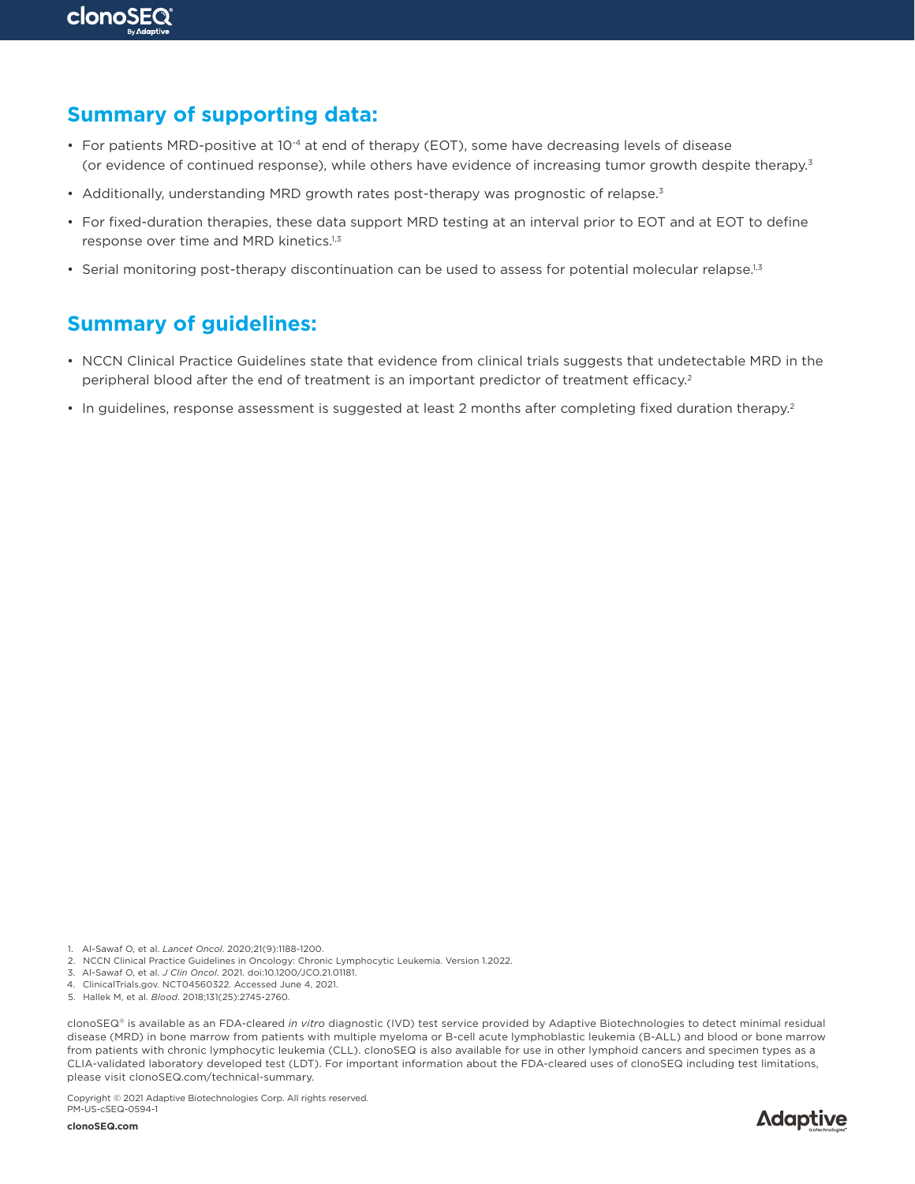## Summary of supporting data:

- For patients MRD-positive at $10^{-4}$ at end of therapy (EOT), some have decreasing levels of disease (or evidence of continued response), while others have evidence of increasing tumor growth despite therapy.[3]
- Additionally, understanding MRD growth rates post-therapy was prognostic of relapse.[3]
- For fixed-duration therapies, these data support MRD testing at an interval prior to EOT and at EOT to define response over time and MRD kinetics.[1,3]
- Serial monitoring post-therapy discontinuation can be used to assess for potential molecular relapse.[1,3]

## Summary of guidelines:

- NCCN Clinical Practice Guidelines state that evidence from clinical trials suggests that undetectable MRD in the peripheral blood after the end of treatment is an important predictor of treatment efficacy.[2]
- In guidelines, response assessment is suggested at least 2 months after completing fixed duration therapy.[2]

1. Al-Sawaf O, et al. *Lancet Oncol*. 2020;21(9):1188-1200.
2. NCCN Clinical Practice Guidelines in Oncology: Chronic Lymphocytic Leukemia. Version 1.2022.
3. Al-Sawaf O, et al. *J Clin Oncol*. 2021. doi:10.1200/JCO.21.01181.
4. ClinicalTrials.gov. NCT04560322. Accessed June 4, 2021.
5. Hallek M, et al. *Blood*. 2018;131(25):2745-2760.

clonoSEQ® is available as an FDA-cleared *in vitro* diagnostic (IVD) test service provided by Adaptive Biotechnologies to detect minimal residual disease (MRD) in bone marrow from patients with multiple myeloma or B-cell acute lymphoblastic leukemia (B-ALL) and blood or bone marrow from patients with chronic lymphocytic leukemia (CLL). clonoSEQ is also available for use in other lymphoid cancers and specimen types as a CLIA-validated laboratory developed test (LDT). For important information about the FDA-cleared uses of clonoSEQ including test limitations, please visit clonoSEQ.com/technical-summary.

Copyright © 2021 Adaptive Biotechnologies Corp. All rights reserved.
PM-US-cSEQ-0594-1

**clonoSEQ.com**